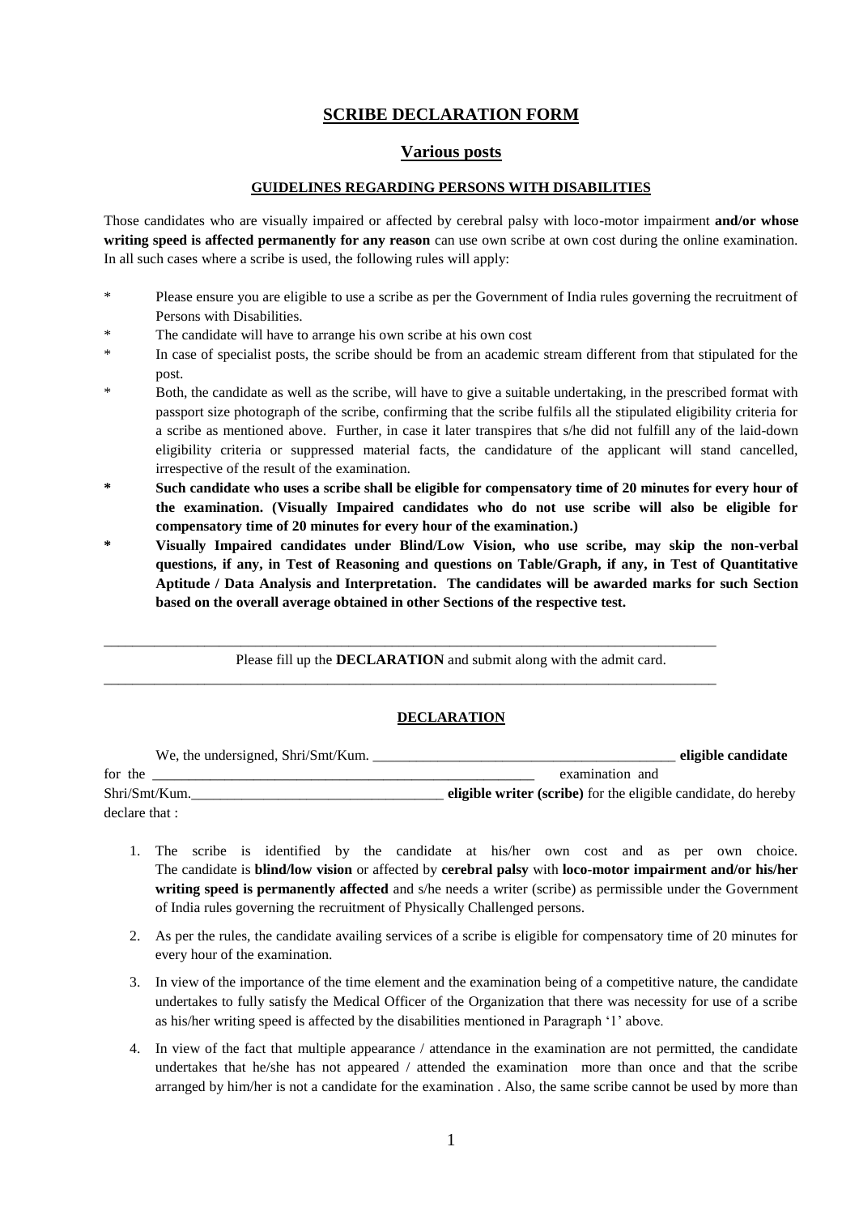# SCRIBE DECLARATION FORM

## Various posts

### GUIDELINES REGARDING PERSONS WITH DISABILITIES

Those candidates who are visually impaired or affected by cerebral palsy with loco-motor impairment **and/or whose writing speed is affected permanently for any reason** can use own scribe at own cost during the online examination. In all such cases where a scribe is used, the following rules will apply:

* Please ensure you are eligible to use a scribe as per the Government of India rules governing the recruitment of Persons with Disabilities.
* The candidate will have to arrange his own scribe at his own cost
* In case of specialist posts, the scribe should be from an academic stream different from that stipulated for the post.
* Both, the candidate as well as the scribe, will have to give a suitable undertaking, in the prescribed format with passport size photograph of the scribe, confirming that the scribe fulfils all the stipulated eligibility criteria for a scribe as mentioned above. Further, in case it later transpires that s/he did not fulfill any of the laid-down eligibility criteria or suppressed material facts, the candidature of the applicant will stand cancelled, irrespective of the result of the examination.
* **Such candidate who uses a scribe shall be eligible for compensatory time of 20 minutes for every hour of the examination. (Visually Impaired candidates who do not use scribe will also be eligible for compensatory time of 20 minutes for every hour of the examination.)**
* **Visually Impaired candidates under Blind/Low Vision, who use scribe, may skip the non-verbal questions, if any, in Test of Reasoning and questions on Table/Graph, if any, in Test of Quantitative Aptitude / Data Analysis and Interpretation. The candidates will be awarded marks for such Section based on the overall average obtained in other Sections of the respective test.**

---

Please fill up the **DECLARATION** and submit along with the admit card.

---

### DECLARATION

We, the undersigned, Shri/Smt/Kum. ___________________________________________ **eligible candidate** for the ______________________________________________________ examination and Shri/Smt/Kum.___________________________________ **eligible writer (scribe)** for the eligible candidate, do hereby declare that :

1. The scribe is identified by the candidate at his/her own cost and as per own choice. The candidate is **blind/low vision** or affected by **cerebral palsy** with **loco-motor impairment and/or his/her writing speed is permanently affected** and s/he needs a writer (scribe) as permissible under the Government of India rules governing the recruitment of Physically Challenged persons.

2. As per the rules, the candidate availing services of a scribe is eligible for compensatory time of 20 minutes for every hour of the examination.

3. In view of the importance of the time element and the examination being of a competitive nature, the candidate undertakes to fully satisfy the Medical Officer of the Organization that there was necessity for use of a scribe as his/her writing speed is affected by the disabilities mentioned in Paragraph '1' above.

4. In view of the fact that multiple appearance / attendance in the examination are not permitted, the candidate undertakes that he/she has not appeared / attended the examination more than once and that the scribe arranged by him/her is not a candidate for the examination . Also, the same scribe cannot be used by more than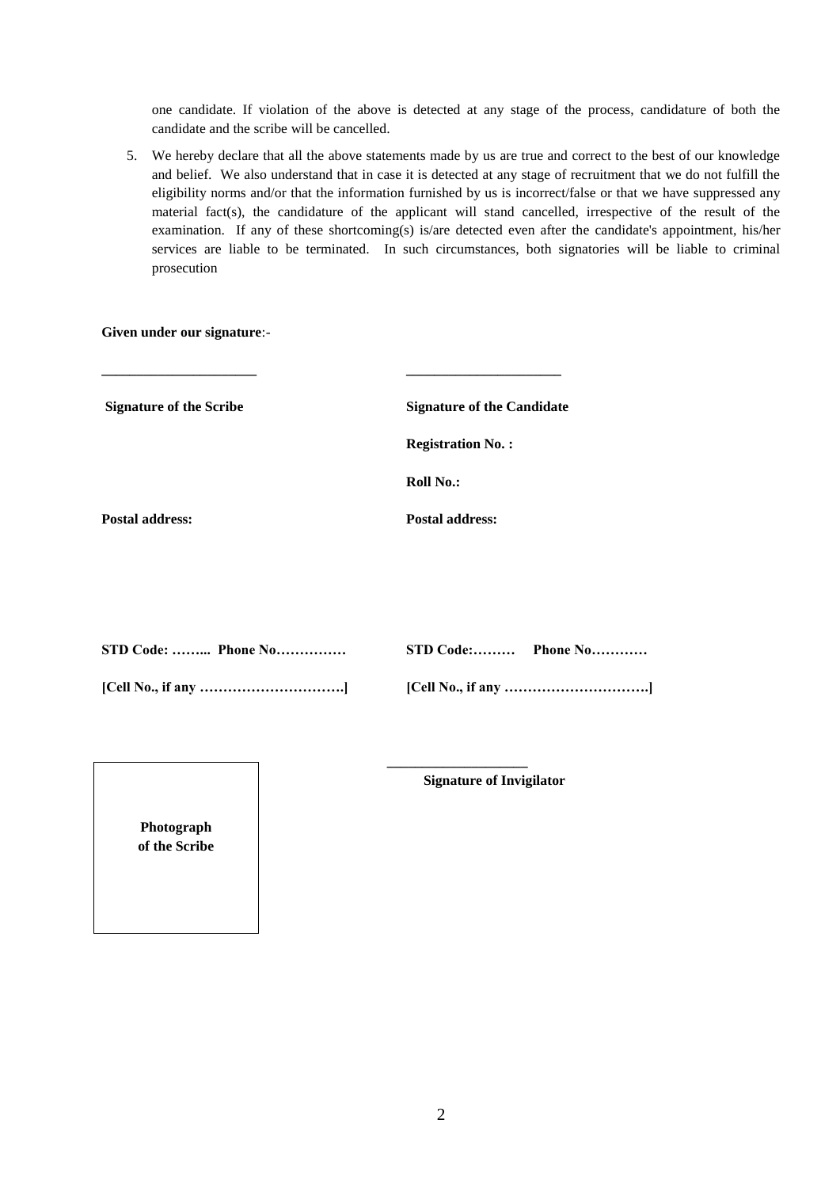one candidate. If violation of the above is detected at any stage of the process, candidature of both the candidate and the scribe will be cancelled.

5. We hereby declare that all the above statements made by us are true and correct to the best of our knowledge and belief. We also understand that in case it is detected at any stage of recruitment that we do not fulfill the eligibility norms and/or that the information furnished by us is incorrect/false or that we have suppressed any material fact(s), the candidature of the applicant will stand cancelled, irrespective of the result of the examination. If any of these shortcoming(s) is/are detected even after the candidate's appointment, his/her services are liable to be terminated. In such circumstances, both signatories will be liable to criminal prosecution

**Given under our signature**:-

| | |
|---|---|
| ______________________ | ______________________ |
| **Signature of the Scribe** | **Signature of the Candidate** |
| | **Registration No. :** |
| | **Roll No.:** |
| **Postal address:** | **Postal address:** |
| | |
| **STD Code: ……... Phone No……………** | **STD Code:……… Phone No…………** |
| **[Cell No., if any ………………………….]** | **[Cell No., if any ………………………….]** |

**Photograph of the Scribe**

____________________

**Signature of Invigilator**